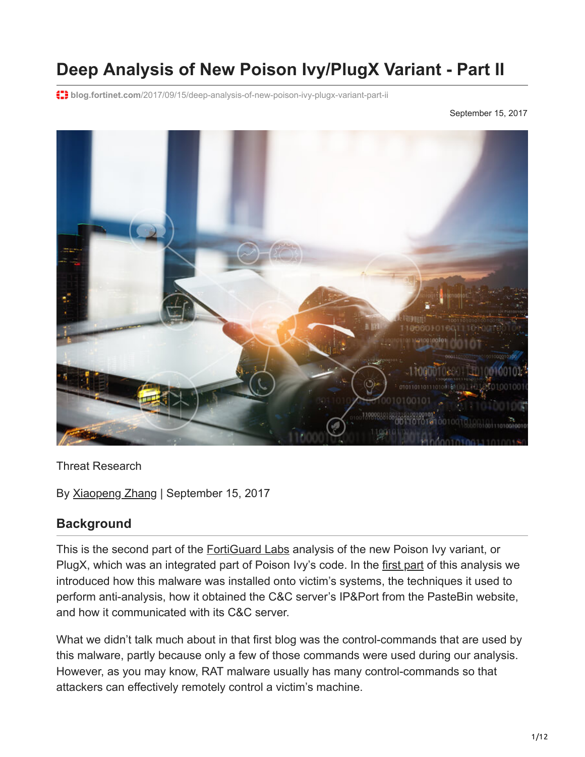# Deep Analysis of New Poison Ivy/PlugX Variant - Part II

blog.fortinet.com/2017/09/15/deep-analysis-of-new-poison-ivy-plugx-variant-part-ii

September 15, 2017

Threat Research

By Xiaopeng Zhang | September 15, 2017

## Background

This is the second part of the FortiGuard Labs analysis of the new Poison Ivy variant, or PlugX, which was an integrated part of Poison Ivy's code. In the first part of this analysis we introduced how this malware was installed onto victim's systems, the techniques it used to perform anti-analysis, how it obtained the C&C server's IP&Port from the PasteBin website, and how it communicated with its C&C server.

What we didn't talk much about in that first blog was the control-commands that are used by this malware, partly because only a few of those commands were used during our analysis. However, as you may know, RAT malware usually has many control-commands so that attackers can effectively remotely control a victim's machine.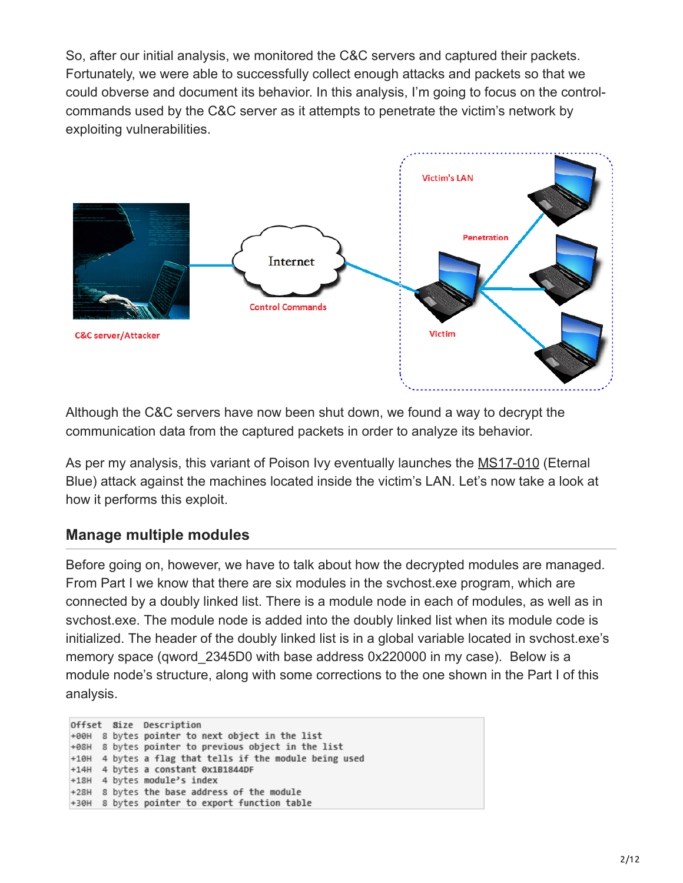So, after our initial analysis, we monitored the C&C servers and captured their packets. Fortunately, we were able to successfully collect enough attacks and packets so that we could obverse and document its behavior. In this analysis, I'm going to focus on the control-commands used by the C&C server as it attempts to penetrate the victim's network by exploiting vulnerabilities.

Although the C&C servers have now been shut down, we found a way to decrypt the communication data from the captured packets in order to analyze its behavior.

As per my analysis, this variant of Poison Ivy eventually launches the MS17-010 (Eternal Blue) attack against the machines located inside the victim's LAN. Let's now take a look at how it performs this exploit.

## Manage multiple modules

Before going on, however, we have to talk about how the decrypted modules are managed. From Part I we know that there are six modules in the svchost.exe program, which are connected by a doubly linked list. There is a module node in each of modules, as well as in svchost.exe. The module node is added into the doubly linked list when its module code is initialized. The header of the doubly linked list is in a global variable located in svchost.exe's memory space (qword_2345D0 with base address 0x220000 in my case). Below is a module node's structure, along with some corrections to the one shown in the Part I of this analysis.

```
Offset  Size  Description
+00H  8 bytes pointer to next object in the list
+08H  8 bytes pointer to previous object in the list
+10H  4 bytes a flag that tells if the module being used
+14H  4 bytes a constant 0x1B1844DF
+18H  4 bytes module's index
+28H  8 bytes the base address of the module
+30H  8 bytes pointer to export function table
```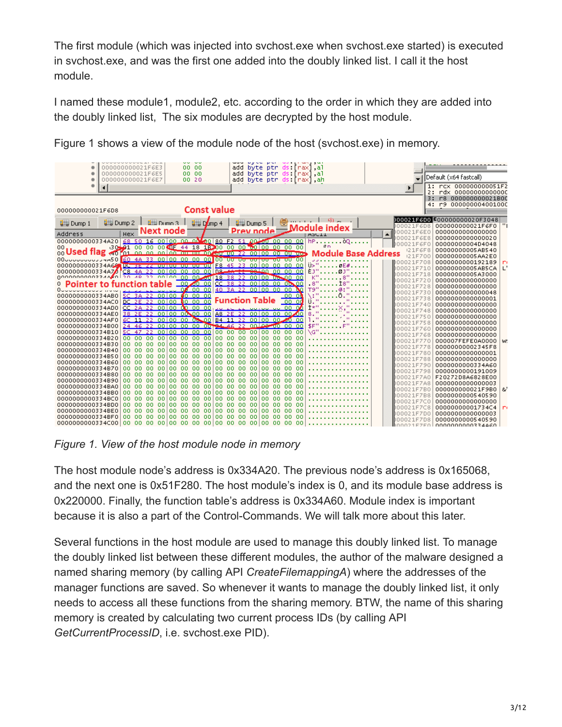The first module (which was injected into svchost.exe when svchost.exe started) is executed in svchost.exe, and was the first one added into the doubly linked list. I call it the host module.

I named these module1, module2, etc. according to the order in which they are added into the doubly linked list,  The six modules are decrypted by the host module.

Figure 1 shows a view of the module node of the host (svchost.exe) in memory.

*Figure 1. View of the host module node in memory*

The host module node's address is 0x334A20. The previous node's address is 0x165068, and the next one is 0x51F280. The host module's index is 0, and its module base address is 0x220000. Finally, the function table's address is 0x334A60. Module index is important because it is also a part of the Control-Commands. We will talk more about this later.

Several functions in the host module are used to manage this doubly linked list. To manage the doubly linked list between these different modules, the author of the malware designed a named sharing memory (by calling API *CreateFilemappingA*) where the addresses of the manager functions are saved. So whenever it wants to manage the doubly linked list, it only needs to access all these functions from the sharing memory. BTW, the name of this sharing memory is created by calculating two current process IDs (by calling API *GetCurrentProcessID*, i.e. svchost.exe PID).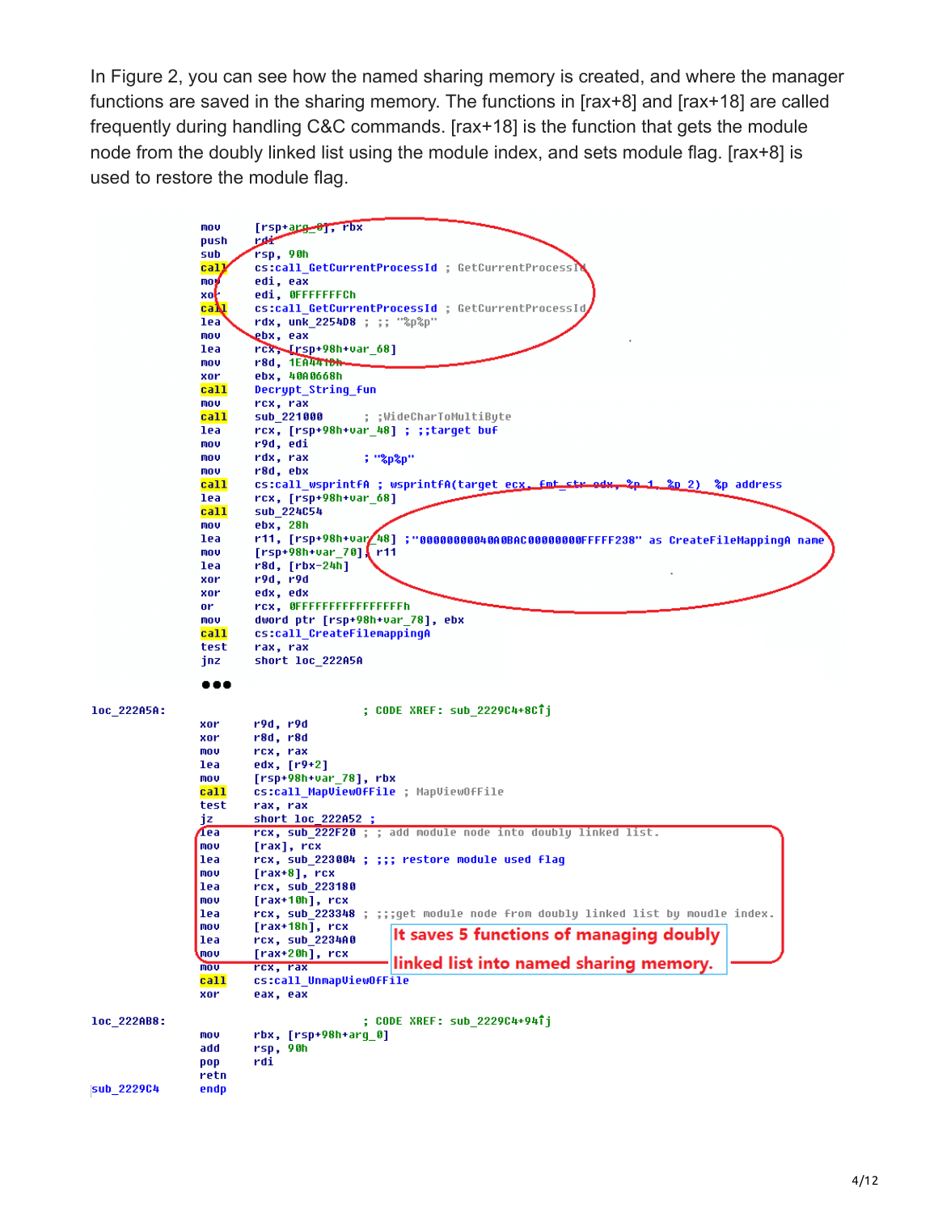In Figure 2, you can see how the named sharing memory is created, and where the manager functions are saved in the sharing memory. The functions in [rax+8] and [rax+18] are called frequently during handling C&C commands. [rax+18] is the function that gets the module node from the doubly linked list using the module index, and sets module flag. [rax+8] is used to restore the module flag.

```
                mov     [rsp+arg_0], rbx
                push    rdi
                sub     rsp, 90h
                call    cs:call_GetCurrentProcessId ; GetCurrentProcessId
                mov     edi, eax
                xor     edi, 0FFFFFFFCh
                call    cs:call_GetCurrentProcessId ; GetCurrentProcessId
                lea     rdx, unk_2254D8 ; ;; "%p%p"
                mov     ebx, eax
                lea     rcx, [rsp+98h+var_68]
                mov     r8d, 1EA441Dh
                xor     ebx, 40A0668h
                call    Decrypt_String_Fun
                mov     rcx, rax
                call    sub_221000      ; ;WideCharToMultiByte
                lea     rcx, [rsp+98h+var_48] ; ;;target buf
                mov     r9d, edi
                mov     rdx, rax        ; "%p%p"
                mov     r8d, ebx
                call    cs:call_wsprintfA ; wsprintfA(target ecx, fmt_str edx, %p 1, %p 2)  %p address
                lea     rcx, [rsp+98h+var_68]
                call    sub_224C54
                mov     ebx, 28h
                lea     r11, [rsp+98h+var_48] ;"000000000040A0BAC00000000FFFFF238" as CreateFileMappingA name
                mov     [rsp+98h+var_70], r11
                lea     r8d, [rbx-24h]
                xor     r9d, r9d
                xor     edx, edx
                or      rcx, 0FFFFFFFFFFFFFFFFh
                mov     dword ptr [rsp+98h+var_78], ebx
                call    cs:call_CreateFilemappingA
                test    rax, rax
                jnz     short loc_222A5A

                ...

loc_222A5A:                             ; CODE XREF: sub_2229C4+8C↑j
                xor     r9d, r9d
                xor     r8d, r8d
                mov     rcx, rax
                lea     edx, [r9+2]
                mov     [rsp+98h+var_78], rbx
                call    cs:call_MapViewOfFile ; MapViewOfFile
                test    rax, rax
                jz      short loc_222A52 ;
                lea     rcx, sub_222F20 ; ; add module node into doubly linked list.
                mov     [rax], rcx
                lea     rcx, sub_223004 ; ;;; restore module used flag
                mov     [rax+8], rcx
                lea     rcx, sub_223180
                mov     [rax+10h], rcx
                lea     rcx, sub_223348 ; ;;;get module node from doubly linked list by moudle index.
                mov     [rax+18h], rcx
                lea     rcx, sub_2234A0
                mov     [rax+20h], rcx
                mov     rcx, rax
                call    cs:call_UnmapViewOfFile
                xor     eax, eax

loc_222AB8:                             ; CODE XREF: sub_2229C4+94↑j
                mov     rbx, [rsp+98h+arg_0]
                add     rsp, 90h
                pop     rdi
                retn
sub_2229C4      endp
```

It saves 5 functions of managing doubly linked list into named sharing memory.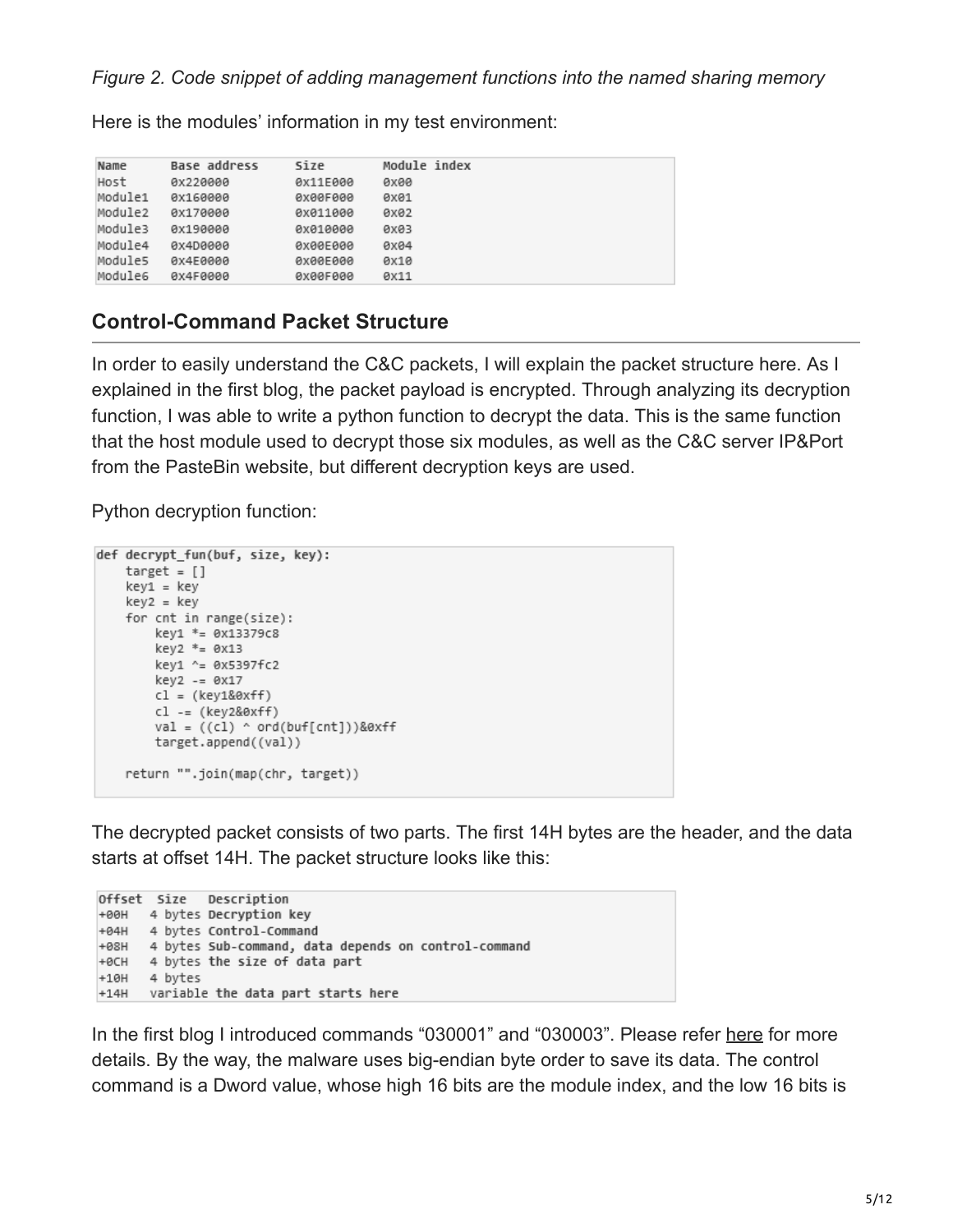*Figure 2. Code snippet of adding management functions into the named sharing memory*

Here is the modules' information in my test environment:

| Name | Base address | Size | Module index |
|---|---|---|---|
| Host | 0x220000 | 0x11E000 | 0x00 |
| Module1 | 0x160000 | 0x00F000 | 0x01 |
| Module2 | 0x170000 | 0x011000 | 0x02 |
| Module3 | 0x190000 | 0x010000 | 0x03 |
| Module4 | 0x4D0000 | 0x00E000 | 0x04 |
| Module5 | 0x4E0000 | 0x00E000 | 0x10 |
| Module6 | 0x4F0000 | 0x00F000 | 0x11 |

## Control-Command Packet Structure

In order to easily understand the C&C packets, I will explain the packet structure here. As I explained in the first blog, the packet payload is encrypted. Through analyzing its decryption function, I was able to write a python function to decrypt the data. This is the same function that the host module used to decrypt those six modules, as well as the C&C server IP&Port from the PasteBin website, but different decryption keys are used.

Python decryption function:

```
def decrypt_fun(buf, size, key):
    target = []
    key1 = key
    key2 = key
    for cnt in range(size):
        key1 *= 0x13379c8
        key2 *= 0x13
        key1 ^= 0x5397fc2
        key2 -= 0x17
        cl = (key1&0xff)
        cl -= (key2&0xff)
        val = ((cl) ^ ord(buf[cnt]))&0xff
        target.append((val))

    return "".join(map(chr, target))
```

The decrypted packet consists of two parts. The first 14H bytes are the header, and the data starts at offset 14H. The packet structure looks like this:

| Offset | Size | Description |
|---|---|---|
| +00H | 4 bytes | Decryption key |
| +04H | 4 bytes | Control-Command |
| +08H | 4 bytes | Sub-command, data depends on control-command |
| +0CH | 4 bytes | the size of data part |
| +10H | 4 bytes | |
| +14H | variable | the data part starts here |

In the first blog I introduced commands "030001" and "030003". Please refer here for more details. By the way, the malware uses big-endian byte order to save its data. The control command is a Dword value, whose high 16 bits are the module index, and the low 16 bits is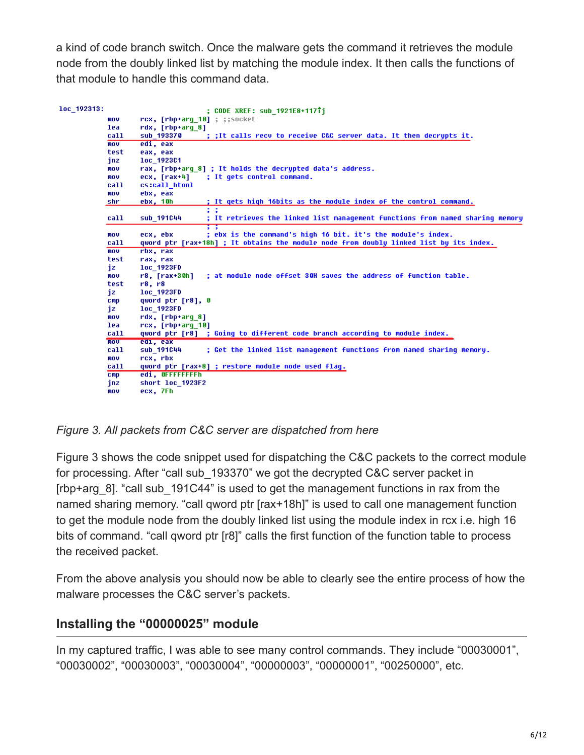a kind of code branch switch. Once the malware gets the command it retrieves the module node from the doubly linked list by matching the module index. It then calls the functions of that module to handle this command data.

```
loc_192313:                             ; CODE XREF: sub_1921E8+117↑j
                mov     rcx, [rbp+arg_10] ; ;;socket
                lea     rdx, [rbp+arg_8]
                call    sub_193370      ; ;It calls recv to receive C&C server data. It then decrypts it.
                mov     edi, eax
                test    eax, eax
                jnz     loc_1923C1
                mov     rax, [rbp+arg_8] ; It holds the decrypted data's address.
                mov     ecx, [rax+4]    ; It gets control command.
                call    cs:call_htonl
                mov     ebx, eax
                shr     ebx, 10h        ; It gets high 16bits as the module index of the control command.
                                        ; ;
                call    sub_191C44      ; It retrieves the linked list management functions from named sharing memory
                                        ; ;
                mov     ecx, ebx        ; ebx is the command's high 16 bit. it's the module's index.
                call    qword ptr [rax+18h] ; It obtains the module node from doubly linked list by its index.
                mov     rbx, rax
                test    rax, rax
                jz      loc_1923FD
                mov     r8, [rax+30h]   ; at module node offset 30H saves the address of function table.
                test    r8, r8
                jz      loc_1923FD
                cmp     qword ptr [r8], 0
                jz      loc_1923FD
                mov     rdx, [rbp+arg_8]
                lea     rcx, [rbp+arg_10]
                call    qword ptr [r8]  ; Going to different code branch according to module index.
                mov     edi, eax
                call    sub_191C44      ; Get the linked list management functions from named sharing memory.
                mov     rcx, rbx
                call    qword ptr [rax+8] ; restore module node used flag.
                cmp     edi, 0FFFFFFFFh
                jnz     short loc_1923F2
                mov     ecx, 7Fh
```

*Figure 3. All packets from C&C server are dispatched from here*

Figure 3 shows the code snippet used for dispatching the C&C packets to the correct module for processing. After “call sub_193370” we got the decrypted C&C server packet in [rbp+arg_8]. “call sub_191C44” is used to get the management functions in rax from the named sharing memory. “call qword ptr [rax+18h]” is used to call one management function to get the module node from the doubly linked list using the module index in rcx i.e. high 16 bits of command. “call qword ptr [r8]” calls the first function of the function table to process the received packet.

From the above analysis you should now be able to clearly see the entire process of how the malware processes the C&C server's packets.

## Installing the “00000025” module

In my captured traffic, I was able to see many control commands. They include “00030001”, “00030002”, “00030003”, “00030004”, “00000003”, “00000001”, “00250000”, etc.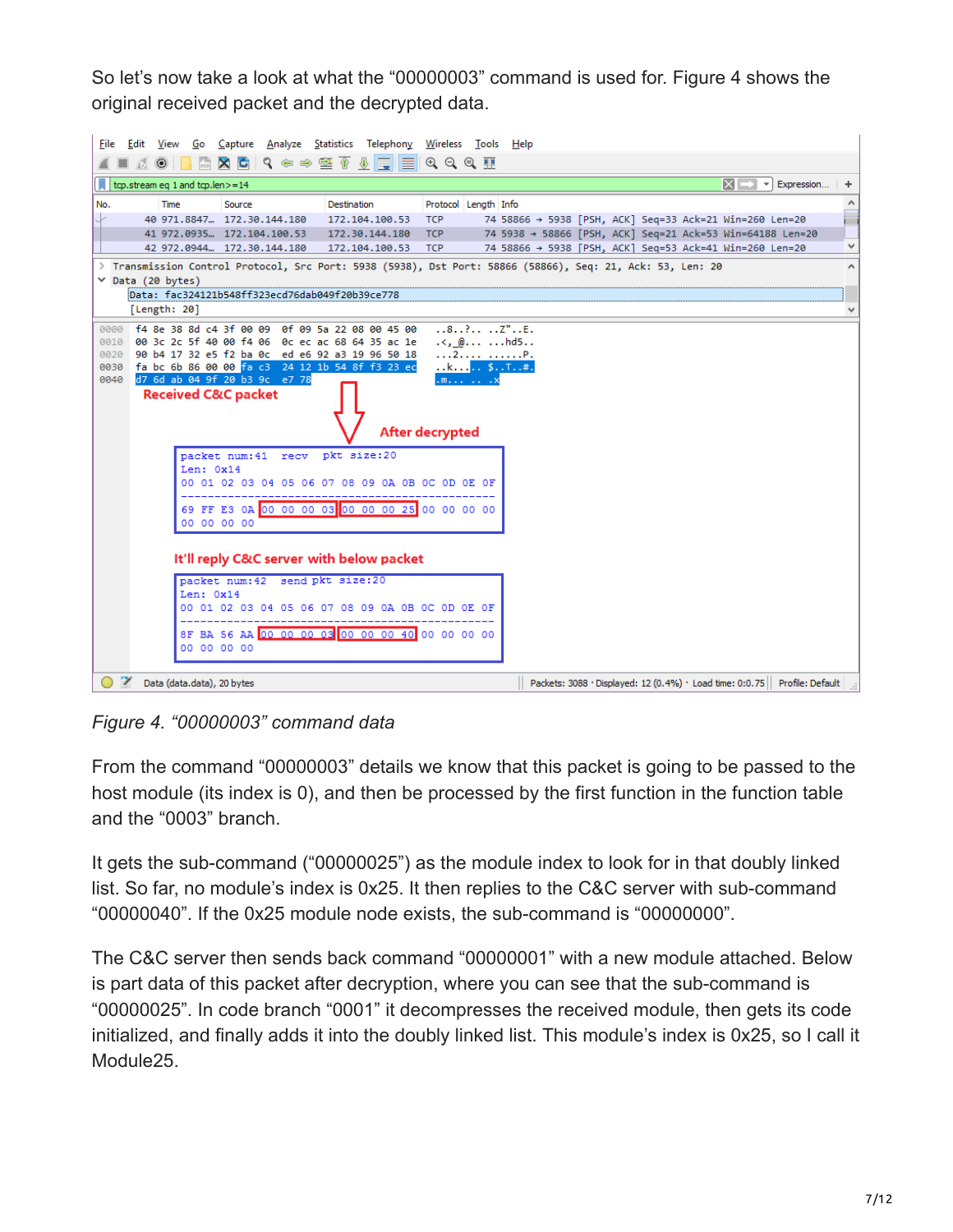So let's now take a look at what the "00000003" command is used for. Figure 4 shows the original received packet and the decrypted data.

*Figure 4. "00000003" command data*

From the command "00000003" details we know that this packet is going to be passed to the host module (its index is 0), and then be processed by the first function in the function table and the "0003" branch.

It gets the sub-command ("00000025") as the module index to look for in that doubly linked list. So far, no module's index is 0x25. It then replies to the C&C server with sub-command "00000040". If the 0x25 module node exists, the sub-command is "00000000".

The C&C server then sends back command "00000001" with a new module attached. Below is part data of this packet after decryption, where you can see that the sub-command is "00000025". In code branch "0001" it decompresses the received module, then gets its code initialized, and finally adds it into the doubly linked list. This module's index is 0x25, so I call it Module25.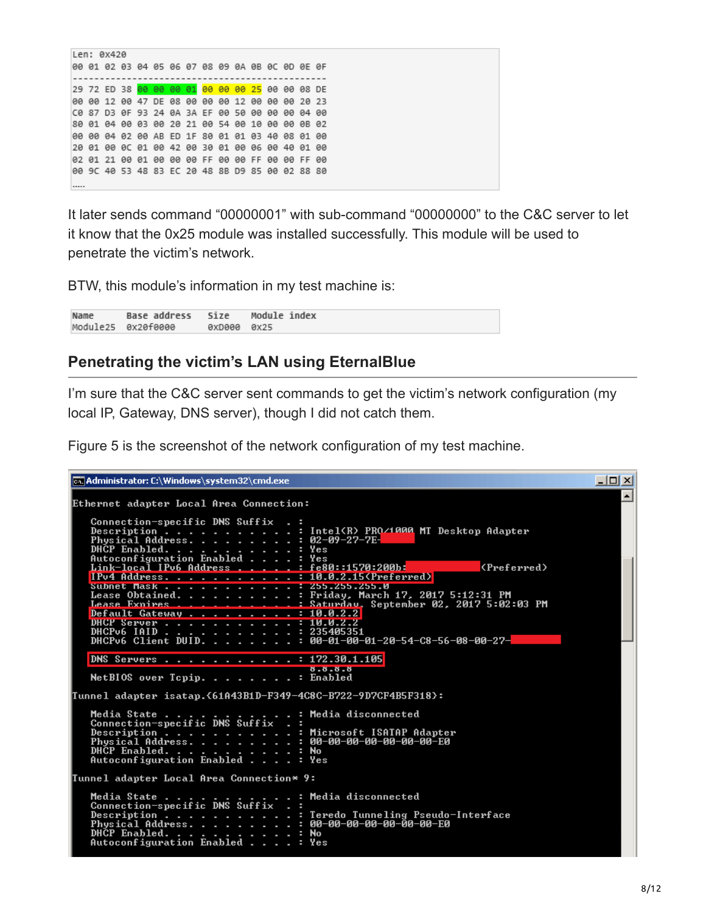```
Len: 0x420
00 01 02 03 04 05 06 07 08 09 0A 0B 0C 0D 0E 0F
------------------------------------------------
29 72 ED 38 00 00 00 01 00 00 00 25 00 00 08 DE
00 00 12 00 47 DE 08 00 00 00 12 00 00 00 20 23
C0 87 D3 0F 93 24 0A 3A EF 00 50 00 00 00 04 00
80 01 04 00 03 00 20 21 00 54 00 10 00 00 0B 02
00 00 04 02 00 AB ED 1F 80 01 01 03 40 08 01 00
20 01 00 0C 01 00 42 00 30 01 00 06 00 40 01 00
02 01 21 00 01 00 00 00 FF 00 00 FF 00 00 FF 00
00 9C 40 53 48 83 EC 20 48 8B D9 85 00 02 88 80
.....
```

It later sends command "00000001" with sub-command "00000000" to the C&C server to let it know that the 0x25 module was installed successfully. This module will be used to penetrate the victim's network.

BTW, this module's information in my test machine is:

```
Name        Base address   Size     Module index
Module25    0x20f0000      0xD000   0x25
```

## Penetrating the victim's LAN using EternalBlue

I'm sure that the C&C server sent commands to get the victim's network configuration (my local IP, Gateway, DNS server), though I did not catch them.

Figure 5 is the screenshot of the network configuration of my test machine.

```
Administrator: C:\Windows\system32\cmd.exe

Ethernet adapter Local Area Connection:

   Connection-specific DNS Suffix  . :
   Description . . . . . . . . . . . : Intel(R) PRO/1000 MT Desktop Adapter
   Physical Address. . . . . . . . . : 02-09-27-7E-
   DHCP Enabled. . . . . . . . . . . : Yes
   Autoconfiguration Enabled . . . . : Yes
   Link-local IPv6 Address . . . . . : fe80::1570:200b:            (Preferred)
   IPv4 Address. . . . . . . . . . . : 10.0.2.15(Preferred)
   Subnet Mask . . . . . . . . . . . : 255.255.255.0
   Lease Obtained. . . . . . . . . . : Friday, March 17, 2017 5:12:31 PM
   Lease Expires . . . . . . . . . . : Saturday, September 02, 2017 5:02:03 PM
   Default Gateway . . . . . . . . . : 10.0.2.2
   DHCP Server . . . . . . . . . . . : 10.0.2.2
   DHCPv6 IAID . . . . . . . . . . . : 235405351
   DHCPv6 Client DUID. . . . . . . . : 00-01-00-01-20-54-C8-56-08-00-27-

   DNS Servers . . . . . . . . . . . : 172.30.1.105
                                       8.8.8.8
   NetBIOS over Tcpip. . . . . . . . : Enabled

Tunnel adapter isatap.{61A43B1D-F349-4C8C-B722-9D7CF4B5F318}:

   Media State . . . . . . . . . . . : Media disconnected
   Connection-specific DNS Suffix  . :
   Description . . . . . . . . . . . : Microsoft ISATAP Adapter
   Physical Address. . . . . . . . . : 00-00-00-00-00-00-00-E0
   DHCP Enabled. . . . . . . . . . . : No
   Autoconfiguration Enabled . . . . : Yes

Tunnel adapter Local Area Connection* 9:

   Media State . . . . . . . . . . . : Media disconnected
   Connection-specific DNS Suffix  . :
   Description . . . . . . . . . . . : Teredo Tunneling Pseudo-Interface
   Physical Address. . . . . . . . . : 00-00-00-00-00-00-00-E0
   DHCP Enabled. . . . . . . . . . . : No
   Autoconfiguration Enabled . . . . : Yes
```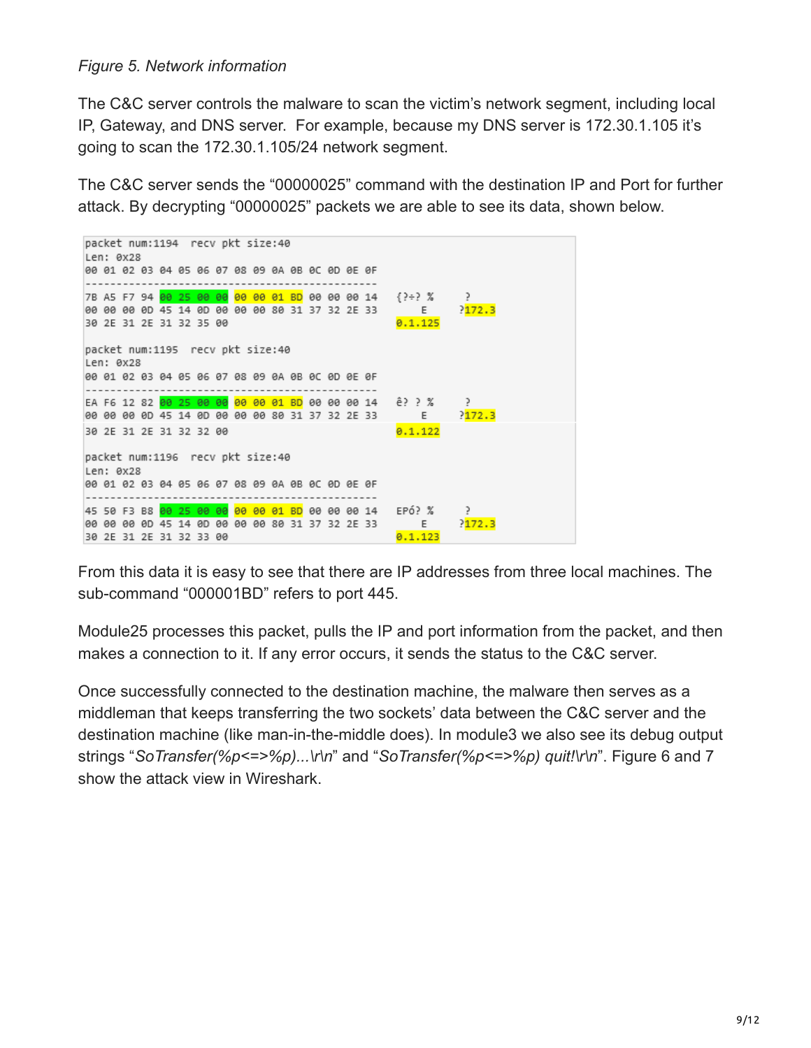*Figure 5. Network information*

The C&C server controls the malware to scan the victim's network segment, including local IP, Gateway, and DNS server. For example, because my DNS server is 172.30.1.105 it's going to scan the 172.30.1.105/24 network segment.

The C&C server sends the "00000025" command with the destination IP and Port for further attack. By decrypting "00000025" packets we are able to see its data, shown below.

```
packet num:1194  recv pkt size:40
Len: 0x28
00 01 02 03 04 05 06 07 08 09 0A 0B 0C 0D 0E 0F
------------------------------------------------
7B A5 F7 94 00 25 00 00 00 00 01 BD 00 00 00 14   {?÷? %      ?
00 00 00 0D 45 14 0D 00 00 00 80 31 37 32 2E 33       E      ?172.3
30 2E 31 2E 31 32 35 00                           0.1.125

packet num:1195  recv pkt size:40
Len: 0x28
00 01 02 03 04 05 06 07 08 09 0A 0B 0C 0D 0E 0F
------------------------------------------------
EA F6 12 82 00 25 00 00 00 00 01 BD 00 00 00 14   ê? ? %      ?
00 00 00 0D 45 14 0D 00 00 00 80 31 37 32 2E 33       E      ?172.3
30 2E 31 2E 31 32 32 00                           0.1.122

packet num:1196  recv pkt size:40
Len: 0x28
00 01 02 03 04 05 06 07 08 09 0A 0B 0C 0D 0E 0F
------------------------------------------------
45 50 F3 B8 00 25 00 00 00 00 01 BD 00 00 00 14   EPó? %      ?
00 00 00 0D 45 14 0D 00 00 00 80 31 37 32 2E 33       E      ?172.3
30 2E 31 2E 31 32 33 00                           0.1.123
```

From this data it is easy to see that there are IP addresses from three local machines. The sub-command "000001BD" refers to port 445.

Module25 processes this packet, pulls the IP and port information from the packet, and then makes a connection to it. If any error occurs, it sends the status to the C&C server.

Once successfully connected to the destination machine, the malware then serves as a middleman that keeps transferring the two sockets' data between the C&C server and the destination machine (like man-in-the-middle does). In module3 we also see its debug output strings "*SoTransfer(%p<=>%p)...\r\n*" and "*SoTransfer(%p<=>%p) quit!\r\n*". Figure 6 and 7 show the attack view in Wireshark.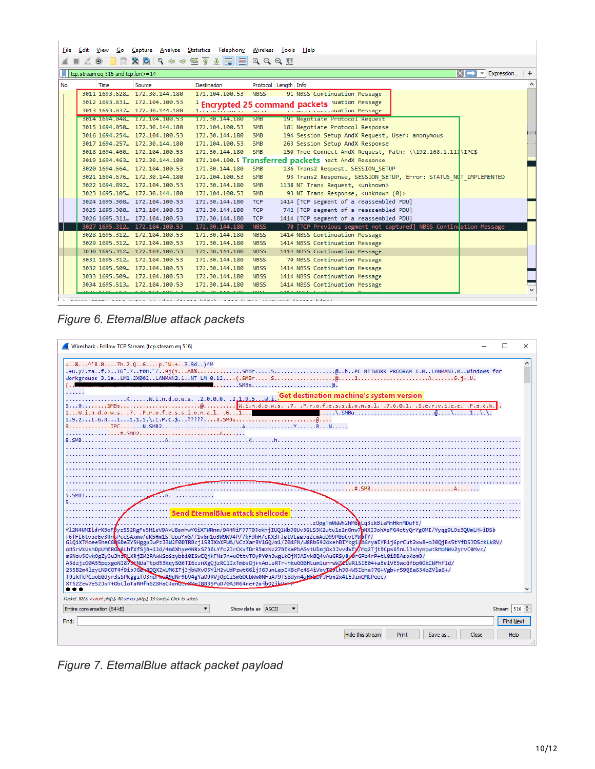Figure 6. EternalBlue attack packets

Figure 7. EternalBlue attack packet payload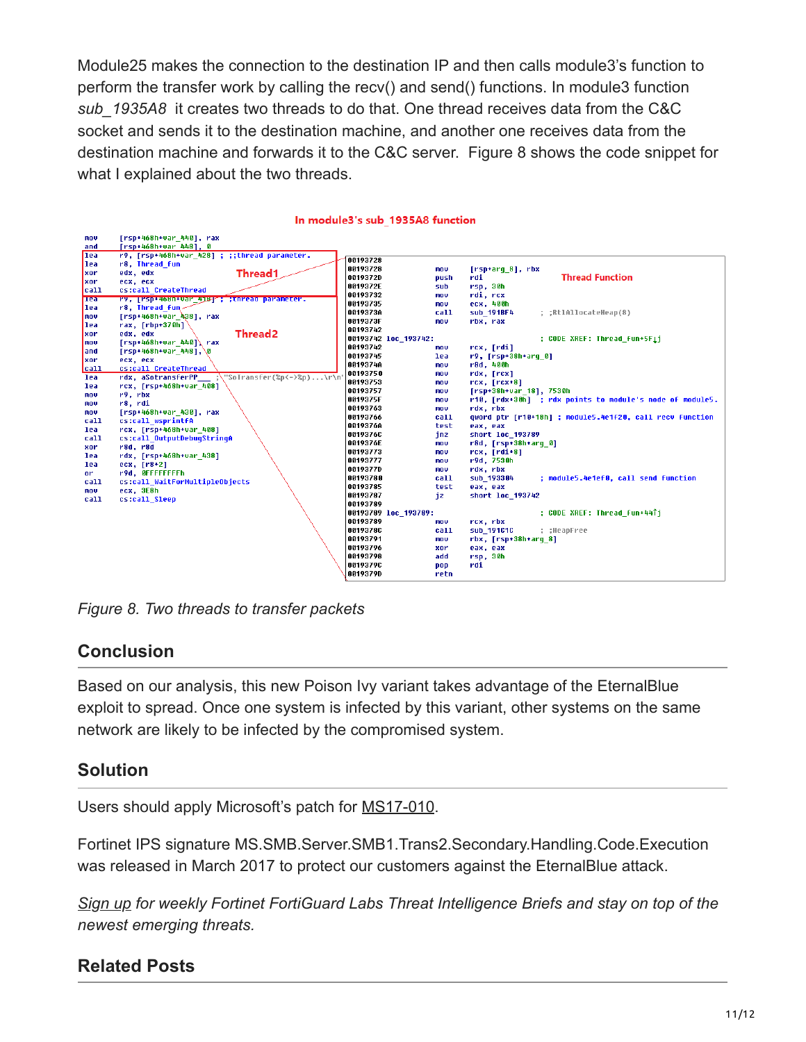Module25 makes the connection to the destination IP and then calls module3's function to perform the transfer work by calling the recv() and send() functions. In module3 function *sub_1935A8* it creates two threads to do that. One thread receives data from the C&C socket and sends it to the destination machine, and another one receives data from the destination machine and forwards it to the C&C server. Figure 8 shows the code snippet for what I explained about the two threads.

In module3's sub_1935A8 function

```
mov     [rsp+468h+var_440], rax
and     [rsp+468h+var_448], 0
lea     r9, [rsp+468h+var_428] ; ;thread parameter.
lea     r8, Thread_fun
xor     edx, edx
xor     ecx, ecx
call    cs:call_CreateThread
lea     r9, [rsp+468h+var_418] ; ;thread parameter.
lea     r8, Thread_fun
mov     [rsp+468h+var_438], rax
lea     rax, [rbp+370h]
xor     edx, edx
mov     [rsp+468h+var_440], rax
and     [rsp+468h+var_448], 0
xor     ecx, ecx
call    cs:call_CreateThread
lea     rdx, aSotransferPP___ ; "SoTransfer(%p<->%p)...\r\n"
lea     rcx, [rsp+468h+var_408]
mov     r9, rbx
mov     r8, rdi
mov     [rsp+468h+var_430], rax
call    cs:call_wsprintfA
lea     rcx, [rsp+468h+var_408]
call    cs:call_OutputDebugStringA
xor     r8d, r8d
lea     rdx, [rsp+468h+var_438]
lea     ecx, [r8+2]
or      r9d, 0FFFFFFFFh
call    cs:call_WaitForMultipleObjects
mov     ecx, 3E8h
call    cs:call_Sleep
```

Thread1, Thread2, Thread Function

```
00193728
00193728             mov     [rsp+arg_8], rbx
0019372D             push    rdi
0019372E             sub     rsp, 30h
00193732             mov     rdi, rcx
00193735             mov     ecx, 400h
0019373A             call    sub_191BF4      ; ;RtlAllocateHeap(8)
0019373F             mov     rbx, rax
00193742
00193742 loc_193742:                         ; CODE XREF: Thread_Fun+5F↓j
00193742             mov     rcx, [rdi]
00193745             lea     r9, [rsp+38h+arg_0]
0019374A             mov     r8d, 400h
00193750             mov     rdx, [rcx]
00193753             mov     rcx, [rcx+8]
00193757             mov     [rsp+38h+var_18], 7530h
0019375F             mov     r10, [rdx+30h]  ; rdx points to module's node of module5.
00193763             mov     rdx, rbx
00193766             call    qword ptr [r10+18h] ; module5.4e1f20, call recv function
0019376A             test    eax, eax
0019376C             jnz     short loc_193789
0019376E             mov     r8d, [rsp+38h+arg_0]
00193773             mov     rcx, [rdi+8]
00193777             mov     r9d, 7530h
0019377D             mov     rdx, rbx
00193780             call    sub_193304      ; module5.4e1ef0, call send function
00193785             test    eax, eax
00193787             jz      short loc_193742
00193789
00193789 loc_193789:                         ; CODE XREF: Thread_Fun+44↑j
00193789             mov     rcx, rbx
0019378C             call    sub_191C1C      ; ;HeapFree
00193791             mov     rbx, [rsp+38h+arg_8]
00193796             xor     eax, eax
00193798             add     rsp, 30h
0019379C             pop     rdi
0019379D             retn
```

*Figure 8. Two threads to transfer packets*

## Conclusion

Based on our analysis, this new Poison Ivy variant takes advantage of the EternalBlue exploit to spread. Once one system is infected by this variant, other systems on the same network are likely to be infected by the compromised system.

## Solution

Users should apply Microsoft's patch for MS17-010.

Fortinet IPS signature MS.SMB.Server.SMB1.Trans2.Secondary.Handling.Code.Execution was released in March 2017 to protect our customers against the EternalBlue attack.

*Sign up for weekly Fortinet FortiGuard Labs Threat Intelligence Briefs and stay on top of the newest emerging threats.*

## Related Posts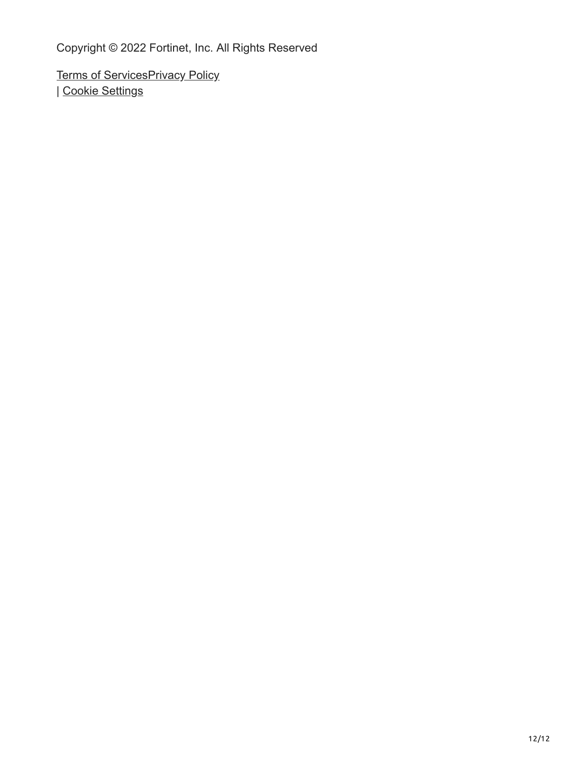Copyright © 2022 Fortinet, Inc. All Rights Reserved

Terms of ServicesPrivacy Policy
| Cookie Settings